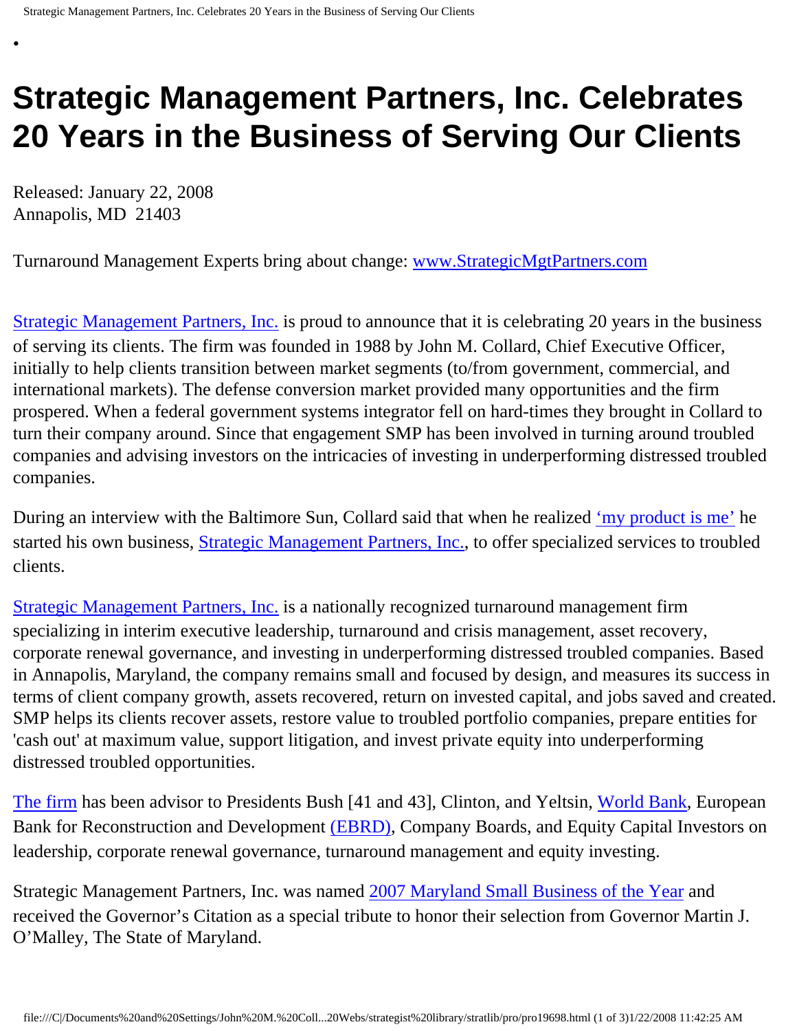# Strategic Management Partners, Inc. Celebrates 20 Years in the Business of Serving Our Clients

Released: January 22, 2008
Annapolis, MD 21403

Turnaround Management Experts bring about change: www.StrategicMgtPartners.com

Strategic Management Partners, Inc. is proud to announce that it is celebrating 20 years in the business of serving its clients. The firm was founded in 1988 by John M. Collard, Chief Executive Officer, initially to help clients transition between market segments (to/from government, commercial, and international markets). The defense conversion market provided many opportunities and the firm prospered. When a federal government systems integrator fell on hard-times they brought in Collard to turn their company around. Since that engagement SMP has been involved in turning around troubled companies and advising investors on the intricacies of investing in underperforming distressed troubled companies.

During an interview with the Baltimore Sun, Collard said that when he realized 'my product is me' he started his own business, Strategic Management Partners, Inc., to offer specialized services to troubled clients.

Strategic Management Partners, Inc. is a nationally recognized turnaround management firm specializing in interim executive leadership, turnaround and crisis management, asset recovery, corporate renewal governance, and investing in underperforming distressed troubled companies. Based in Annapolis, Maryland, the company remains small and focused by design, and measures its success in terms of client company growth, assets recovered, return on invested capital, and jobs saved and created. SMP helps its clients recover assets, restore value to troubled portfolio companies, prepare entities for 'cash out' at maximum value, support litigation, and invest private equity into underperforming distressed troubled opportunities.

The firm has been advisor to Presidents Bush [41 and 43], Clinton, and Yeltsin, World Bank, European Bank for Reconstruction and Development (EBRD), Company Boards, and Equity Capital Investors on leadership, corporate renewal governance, turnaround management and equity investing.

Strategic Management Partners, Inc. was named 2007 Maryland Small Business of the Year and received the Governor's Citation as a special tribute to honor their selection from Governor Martin J. O'Malley, The State of Maryland.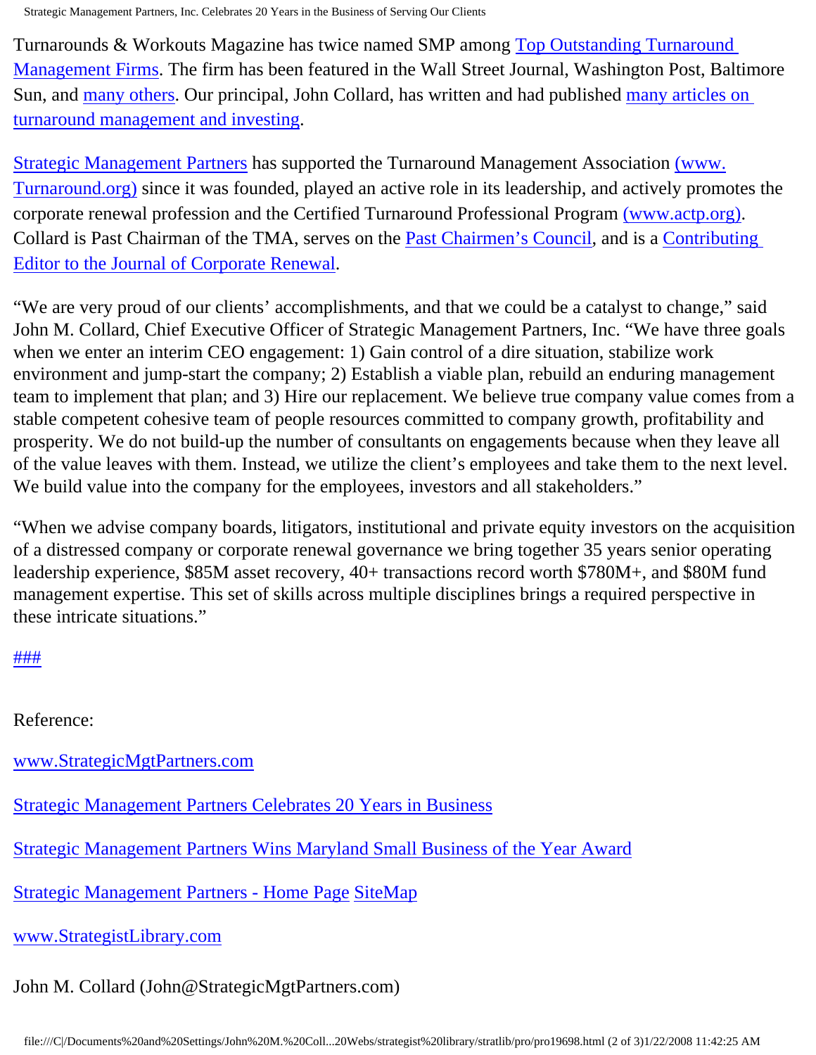Turnarounds & Workouts Magazine has twice named SMP among Top Outstanding Turnaround Management Firms. The firm has been featured in the Wall Street Journal, Washington Post, Baltimore Sun, and many others. Our principal, John Collard, has written and had published many articles on turnaround management and investing.

Strategic Management Partners has supported the Turnaround Management Association (www.Turnaround.org) since it was founded, played an active role in its leadership, and actively promotes the corporate renewal profession and the Certified Turnaround Professional Program (www.actp.org). Collard is Past Chairman of the TMA, serves on the Past Chairmen's Council, and is a Contributing Editor to the Journal of Corporate Renewal.

"We are very proud of our clients' accomplishments, and that we could be a catalyst to change," said John M. Collard, Chief Executive Officer of Strategic Management Partners, Inc. "We have three goals when we enter an interim CEO engagement: 1) Gain control of a dire situation, stabilize work environment and jump-start the company; 2) Establish a viable plan, rebuild an enduring management team to implement that plan; and 3) Hire our replacement. We believe true company value comes from a stable competent cohesive team of people resources committed to company growth, profitability and prosperity. We do not build-up the number of consultants on engagements because when they leave all of the value leaves with them. Instead, we utilize the client's employees and take them to the next level. We build value into the company for the employees, investors and all stakeholders."

"When we advise company boards, litigators, institutional and private equity investors on the acquisition of a distressed company or corporate renewal governance we bring together 35 years senior operating leadership experience, $85M asset recovery, 40+ transactions record worth $780M+, and $80M fund management expertise. This set of skills across multiple disciplines brings a required perspective in these intricate situations."

###

Reference:

www.StrategicMgtPartners.com

Strategic Management Partners Celebrates 20 Years in Business

Strategic Management Partners Wins Maryland Small Business of the Year Award

Strategic Management Partners - Home Page SiteMap

www.StrategistLibrary.com

John M. Collard (John@StrategicMgtPartners.com)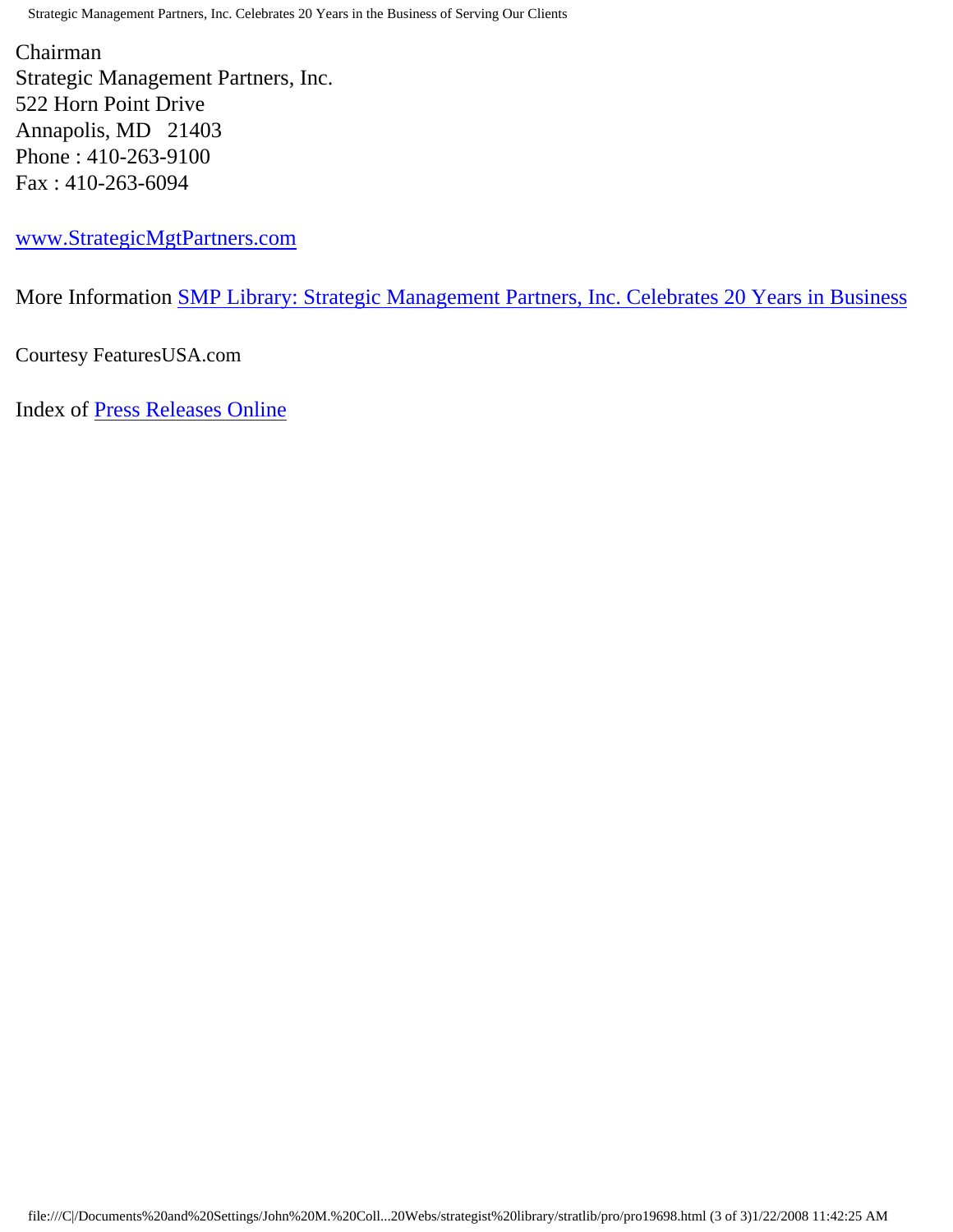Chairman
Strategic Management Partners, Inc.
522 Horn Point Drive
Annapolis, MD 21403
Phone : 410-263-9100
Fax : 410-263-6094

www.StrategicMgtPartners.com

More Information SMP Library: Strategic Management Partners, Inc. Celebrates 20 Years in Business

Courtesy FeaturesUSA.com

Index of Press Releases Online